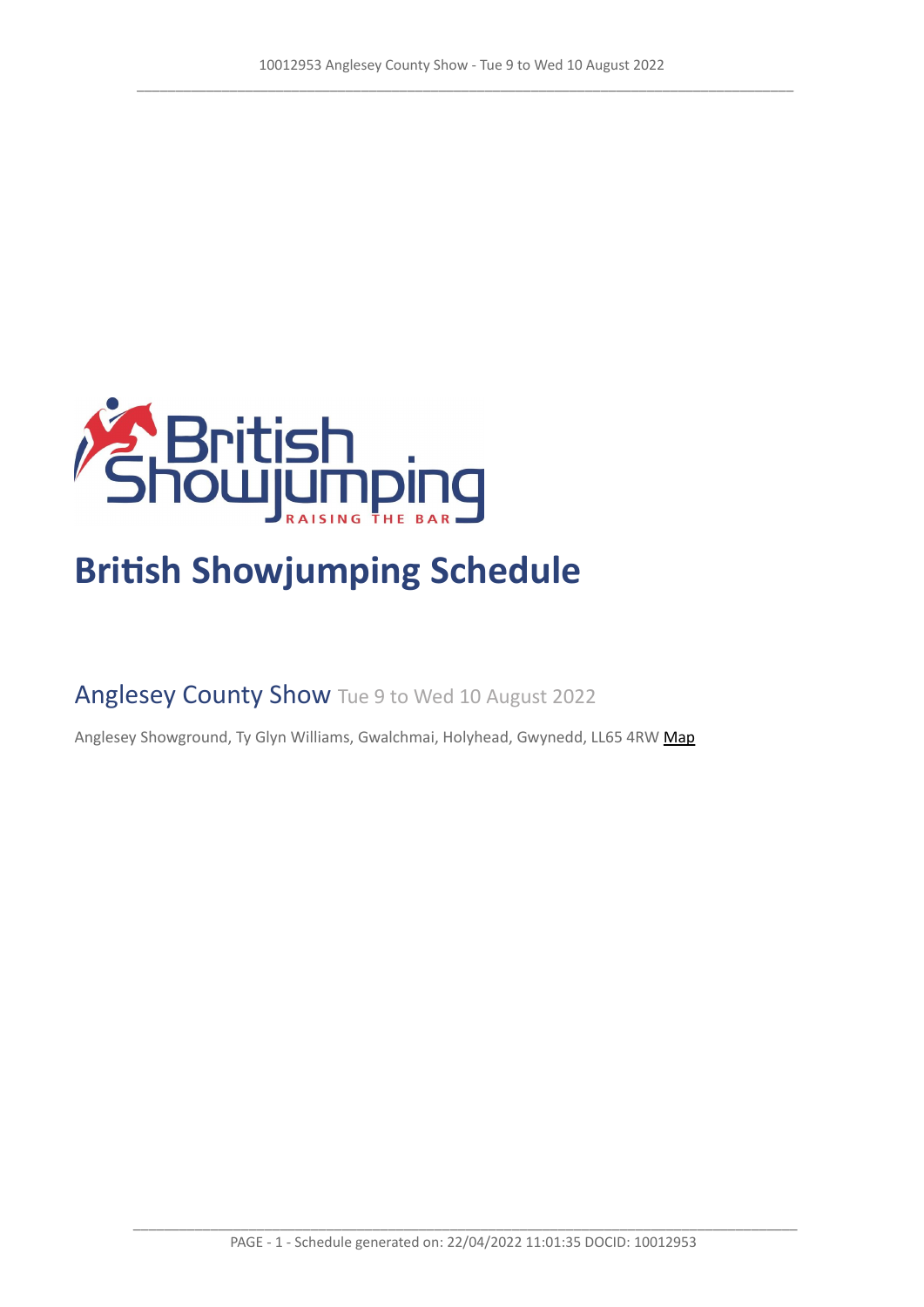# British Showjumping Schedule

## Anglesey County Show Tue 9 to Wed 10 August 2022

Anglesey Showground, Ty Glyn Williams, Gwalchmai, Holyhead, Gwynedd, LL65 4RW Map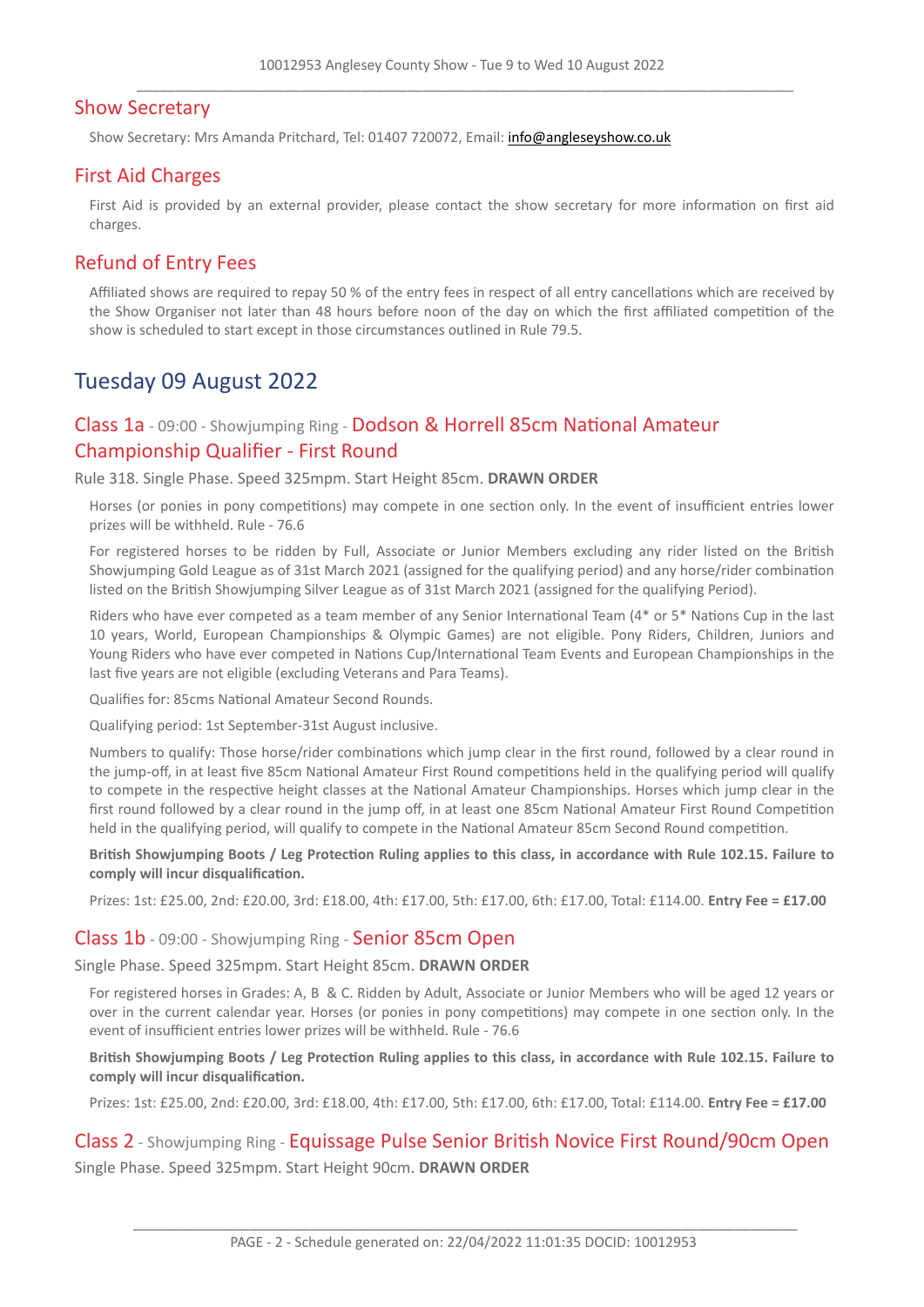## Show Secretary

Show Secretary: Mrs Amanda Pritchard, Tel: 01407 720072, Email: info@angleseyshow.co.uk

## First Aid Charges

First Aid is provided by an external provider, please contact the show secretary for more information on first aid charges.

## Refund of Entry Fees

Affiliated shows are required to repay 50 % of the entry fees in respect of all entry cancellations which are received by the Show Organiser not later than 48 hours before noon of the day on which the first affiliated competition of the show is scheduled to start except in those circumstances outlined in Rule 79.5.

# Tuesday 09 August 2022

### Class 1a - 09:00 - Showjumping Ring - Dodson & Horrell 85cm National Amateur Championship Qualifier - First Round

Rule 318. Single Phase. Speed 325mpm. Start Height 85cm. **DRAWN ORDER**

Horses (or ponies in pony competitions) may compete in one section only. In the event of insufficient entries lower prizes will be withheld. Rule - 76.6

For registered horses to be ridden by Full, Associate or Junior Members excluding any rider listed on the British Showjumping Gold League as of 31st March 2021 (assigned for the qualifying period) and any horse/rider combination listed on the British Showjumping Silver League as of 31st March 2021 (assigned for the qualifying Period).

Riders who have ever competed as a team member of any Senior International Team (4* or 5* Nations Cup in the last 10 years, World, European Championships & Olympic Games) are not eligible. Pony Riders, Children, Juniors and Young Riders who have ever competed in Nations Cup/International Team Events and European Championships in the last five years are not eligible (excluding Veterans and Para Teams).

Qualifies for: 85cms National Amateur Second Rounds.

Qualifying period: 1st September-31st August inclusive.

Numbers to qualify: Those horse/rider combinations which jump clear in the first round, followed by a clear round in the jump-off, in at least five 85cm National Amateur First Round competitions held in the qualifying period will qualify to compete in the respective height classes at the National Amateur Championships. Horses which jump clear in the first round followed by a clear round in the jump off, in at least one 85cm National Amateur First Round Competition held in the qualifying period, will qualify to compete in the National Amateur 85cm Second Round competition.

**British Showjumping Boots / Leg Protection Ruling applies to this class, in accordance with Rule 102.15. Failure to comply will incur disqualification.**

Prizes: 1st: £25.00, 2nd: £20.00, 3rd: £18.00, 4th: £17.00, 5th: £17.00, 6th: £17.00, Total: £114.00. **Entry Fee = £17.00**

### Class 1b - 09:00 - Showjumping Ring - Senior 85cm Open

Single Phase. Speed 325mpm. Start Height 85cm. **DRAWN ORDER**

For registered horses in Grades: A, B & C. Ridden by Adult, Associate or Junior Members who will be aged 12 years or over in the current calendar year. Horses (or ponies in pony competitions) may compete in one section only. In the event of insufficient entries lower prizes will be withheld. Rule - 76.6

**British Showjumping Boots / Leg Protection Ruling applies to this class, in accordance with Rule 102.15. Failure to comply will incur disqualification.**

Prizes: 1st: £25.00, 2nd: £20.00, 3rd: £18.00, 4th: £17.00, 5th: £17.00, 6th: £17.00, Total: £114.00. **Entry Fee = £17.00**

### Class 2 - Showjumping Ring - Equissage Pulse Senior British Novice First Round/90cm Open

Single Phase. Speed 325mpm. Start Height 90cm. **DRAWN ORDER**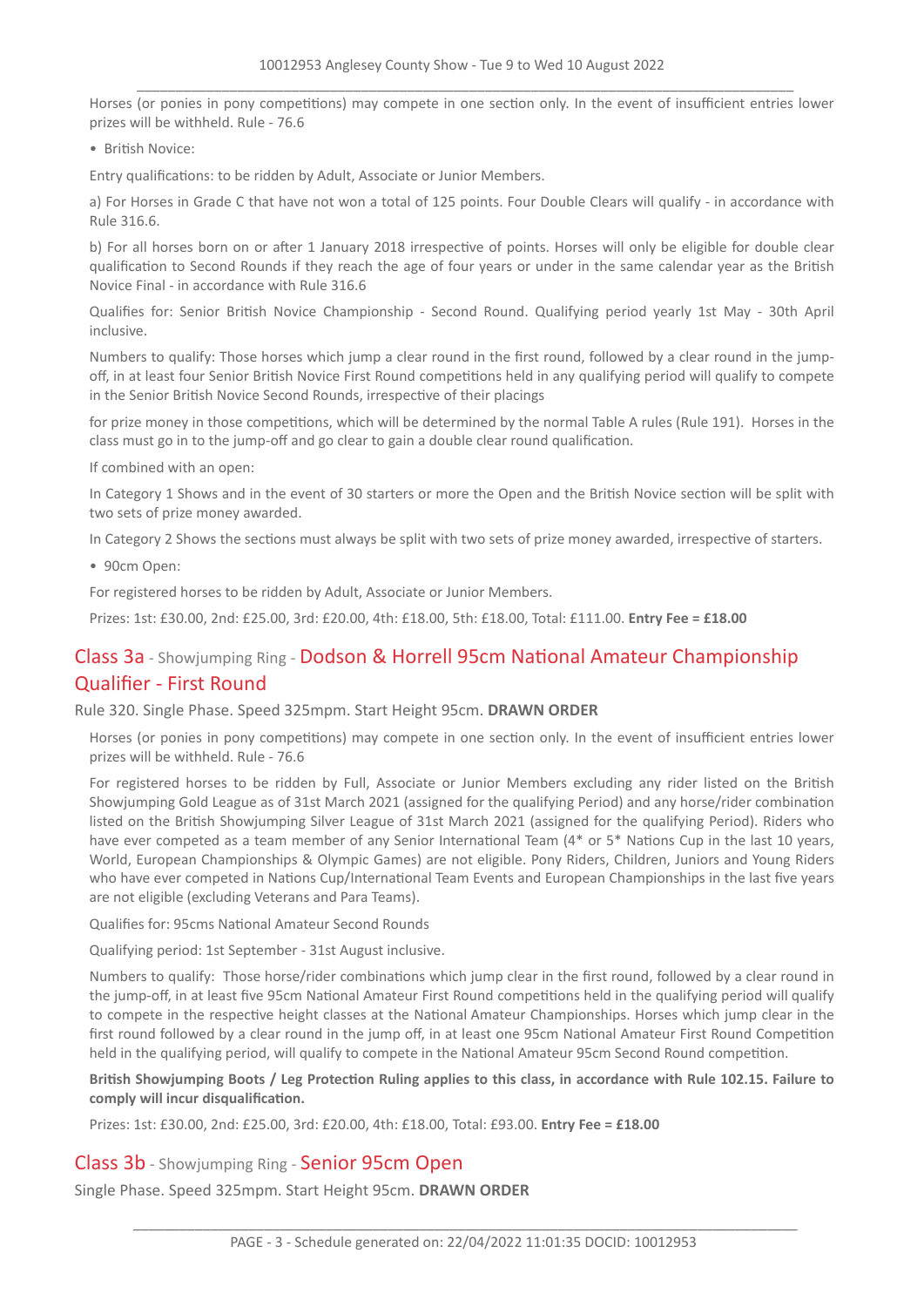Horses (or ponies in pony competitions) may compete in one section only. In the event of insufficient entries lower prizes will be withheld. Rule - 76.6

- British Novice:

Entry qualifications: to be ridden by Adult, Associate or Junior Members.

a) For Horses in Grade C that have not won a total of 125 points. Four Double Clears will qualify - in accordance with Rule 316.6.

b) For all horses born on or after 1 January 2018 irrespective of points. Horses will only be eligible for double clear qualification to Second Rounds if they reach the age of four years or under in the same calendar year as the British Novice Final - in accordance with Rule 316.6

Qualifies for: Senior British Novice Championship - Second Round. Qualifying period yearly 1st May - 30th April inclusive.

Numbers to qualify: Those horses which jump a clear round in the first round, followed by a clear round in the jump-off, in at least four Senior British Novice First Round competitions held in any qualifying period will qualify to compete in the Senior British Novice Second Rounds, irrespective of their placings

for prize money in those competitions, which will be determined by the normal Table A rules (Rule 191). Horses in the class must go in to the jump-off and go clear to gain a double clear round qualification.

If combined with an open:

In Category 1 Shows and in the event of 30 starters or more the Open and the British Novice section will be split with two sets of prize money awarded.

In Category 2 Shows the sections must always be split with two sets of prize money awarded, irrespective of starters.

- 90cm Open:

For registered horses to be ridden by Adult, Associate or Junior Members.

Prizes: 1st: £30.00, 2nd: £25.00, 3rd: £20.00, 4th: £18.00, 5th: £18.00, Total: £111.00. **Entry Fee = £18.00**

## Class 3a - Showjumping Ring - Dodson & Horrell 95cm National Amateur Championship Qualifier - First Round

Rule 320. Single Phase. Speed 325mpm. Start Height 95cm. **DRAWN ORDER**

Horses (or ponies in pony competitions) may compete in one section only. In the event of insufficient entries lower prizes will be withheld. Rule - 76.6

For registered horses to be ridden by Full, Associate or Junior Members excluding any rider listed on the British Showjumping Gold League as of 31st March 2021 (assigned for the qualifying Period) and any horse/rider combination listed on the British Showjumping Silver League of 31st March 2021 (assigned for the qualifying Period). Riders who have ever competed as a team member of any Senior International Team (4* or 5* Nations Cup in the last 10 years, World, European Championships & Olympic Games) are not eligible. Pony Riders, Children, Juniors and Young Riders who have ever competed in Nations Cup/International Team Events and European Championships in the last five years are not eligible (excluding Veterans and Para Teams).

Qualifies for: 95cms National Amateur Second Rounds

Qualifying period: 1st September - 31st August inclusive.

Numbers to qualify: Those horse/rider combinations which jump clear in the first round, followed by a clear round in the jump-off, in at least five 95cm National Amateur First Round competitions held in the qualifying period will qualify to compete in the respective height classes at the National Amateur Championships. Horses which jump clear in the first round followed by a clear round in the jump off, in at least one 95cm National Amateur First Round Competition held in the qualifying period, will qualify to compete in the National Amateur 95cm Second Round competition.

**British Showjumping Boots / Leg Protection Ruling applies to this class, in accordance with Rule 102.15. Failure to comply will incur disqualification.**

Prizes: 1st: £30.00, 2nd: £25.00, 3rd: £20.00, 4th: £18.00, Total: £93.00. **Entry Fee = £18.00**

## Class 3b - Showjumping Ring - Senior 95cm Open

Single Phase. Speed 325mpm. Start Height 95cm. **DRAWN ORDER**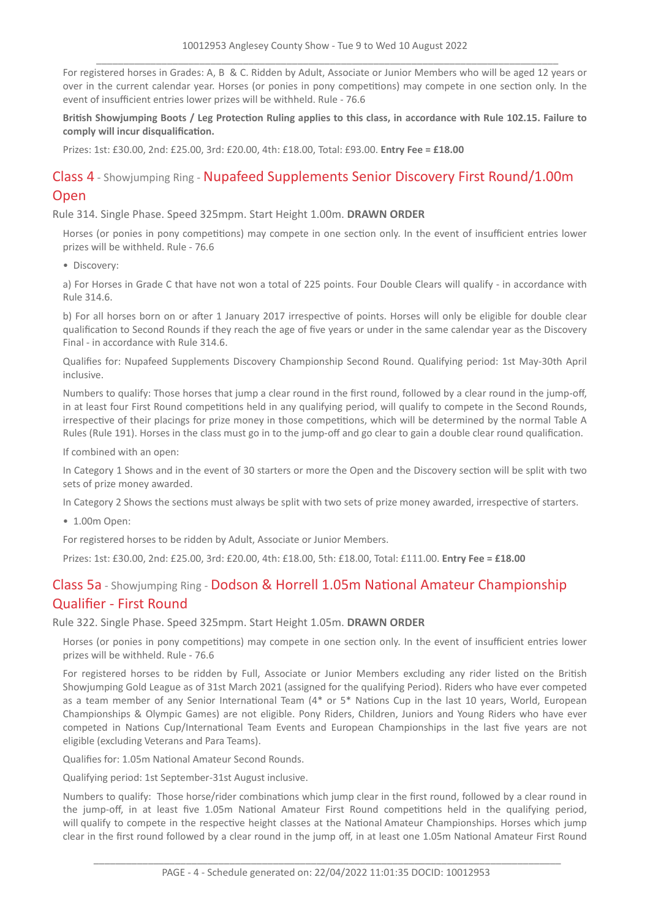For registered horses in Grades: A, B & C. Ridden by Adult, Associate or Junior Members who will be aged 12 years or over in the current calendar year. Horses (or ponies in pony competitions) may compete in one section only. In the event of insufficient entries lower prizes will be withheld. Rule - 76.6

**British Showjumping Boots / Leg Protection Ruling applies to this class, in accordance with Rule 102.15. Failure to comply will incur disqualification.**

Prizes: 1st: £30.00, 2nd: £25.00, 3rd: £20.00, 4th: £18.00, Total: £93.00. **Entry Fee = £18.00**

## Class 4 - Showjumping Ring - Nupafeed Supplements Senior Discovery First Round/1.00m Open

Rule 314. Single Phase. Speed 325mpm. Start Height 1.00m. **DRAWN ORDER**

Horses (or ponies in pony competitions) may compete in one section only. In the event of insufficient entries lower prizes will be withheld. Rule - 76.6

- Discovery:

a) For Horses in Grade C that have not won a total of 225 points. Four Double Clears will qualify - in accordance with Rule 314.6.

b) For all horses born on or after 1 January 2017 irrespective of points. Horses will only be eligible for double clear qualification to Second Rounds if they reach the age of five years or under in the same calendar year as the Discovery Final - in accordance with Rule 314.6.

Qualifies for: Nupafeed Supplements Discovery Championship Second Round. Qualifying period: 1st May-30th April inclusive.

Numbers to qualify: Those horses that jump a clear round in the first round, followed by a clear round in the jump-off, in at least four First Round competitions held in any qualifying period, will qualify to compete in the Second Rounds, irrespective of their placings for prize money in those competitions, which will be determined by the normal Table A Rules (Rule 191). Horses in the class must go in to the jump-off and go clear to gain a double clear round qualification.

If combined with an open:

In Category 1 Shows and in the event of 30 starters or more the Open and the Discovery section will be split with two sets of prize money awarded.

In Category 2 Shows the sections must always be split with two sets of prize money awarded, irrespective of starters.

- 1.00m Open:

For registered horses to be ridden by Adult, Associate or Junior Members.

Prizes: 1st: £30.00, 2nd: £25.00, 3rd: £20.00, 4th: £18.00, 5th: £18.00, Total: £111.00. **Entry Fee = £18.00**

## Class 5a - Showjumping Ring - Dodson & Horrell 1.05m National Amateur Championship Qualifier - First Round

Rule 322. Single Phase. Speed 325mpm. Start Height 1.05m. **DRAWN ORDER**

Horses (or ponies in pony competitions) may compete in one section only. In the event of insufficient entries lower prizes will be withheld. Rule - 76.6

For registered horses to be ridden by Full, Associate or Junior Members excluding any rider listed on the British Showjumping Gold League as of 31st March 2021 (assigned for the qualifying Period). Riders who have ever competed as a team member of any Senior International Team (4* or 5* Nations Cup in the last 10 years, World, European Championships & Olympic Games) are not eligible. Pony Riders, Children, Juniors and Young Riders who have ever competed in Nations Cup/International Team Events and European Championships in the last five years are not eligible (excluding Veterans and Para Teams).

Qualifies for: 1.05m National Amateur Second Rounds.

Qualifying period: 1st September-31st August inclusive.

Numbers to qualify: Those horse/rider combinations which jump clear in the first round, followed by a clear round in the jump-off, in at least five 1.05m National Amateur First Round competitions held in the qualifying period, will qualify to compete in the respective height classes at the National Amateur Championships. Horses which jump clear in the first round followed by a clear round in the jump off, in at least one 1.05m National Amateur First Round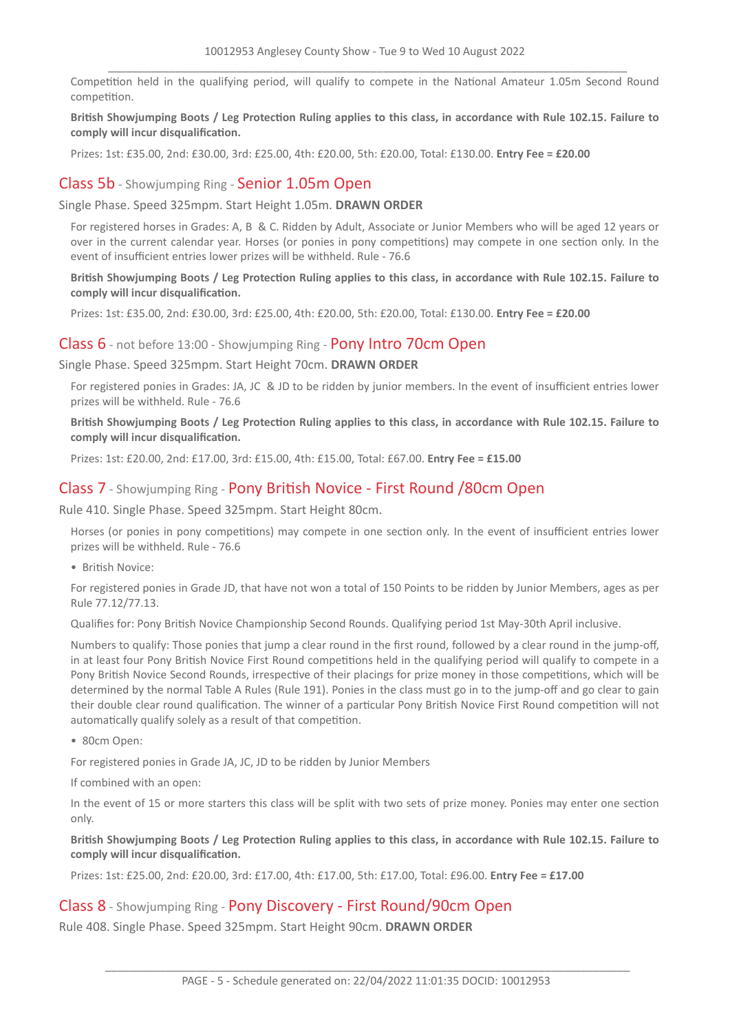Competition held in the qualifying period, will qualify to compete in the National Amateur 1.05m Second Round competition.

**British Showjumping Boots / Leg Protection Ruling applies to this class, in accordance with Rule 102.15. Failure to comply will incur disqualification.**

Prizes: 1st: £35.00, 2nd: £30.00, 3rd: £25.00, 4th: £20.00, 5th: £20.00, Total: £130.00. **Entry Fee = £20.00**

## Class 5b - Showjumping Ring - Senior 1.05m Open

Single Phase. Speed 325mpm. Start Height 1.05m. **DRAWN ORDER**

For registered horses in Grades: A, B & C. Ridden by Adult, Associate or Junior Members who will be aged 12 years or over in the current calendar year. Horses (or ponies in pony competitions) may compete in one section only. In the event of insufficient entries lower prizes will be withheld. Rule - 76.6

**British Showjumping Boots / Leg Protection Ruling applies to this class, in accordance with Rule 102.15. Failure to comply will incur disqualification.**

Prizes: 1st: £35.00, 2nd: £30.00, 3rd: £25.00, 4th: £20.00, 5th: £20.00, Total: £130.00. **Entry Fee = £20.00**

## Class 6 - not before 13:00 - Showjumping Ring - Pony Intro 70cm Open

Single Phase. Speed 325mpm. Start Height 70cm. **DRAWN ORDER**

For registered ponies in Grades: JA, JC & JD to be ridden by junior members. In the event of insufficient entries lower prizes will be withheld. Rule - 76.6

**British Showjumping Boots / Leg Protection Ruling applies to this class, in accordance with Rule 102.15. Failure to comply will incur disqualification.**

Prizes: 1st: £20.00, 2nd: £17.00, 3rd: £15.00, 4th: £15.00, Total: £67.00. **Entry Fee = £15.00**

## Class 7 - Showjumping Ring - Pony British Novice - First Round /80cm Open

Rule 410. Single Phase. Speed 325mpm. Start Height 80cm.

Horses (or ponies in pony competitions) may compete in one section only. In the event of insufficient entries lower prizes will be withheld. Rule - 76.6

- British Novice:

For registered ponies in Grade JD, that have not won a total of 150 Points to be ridden by Junior Members, ages as per Rule 77.12/77.13.

Qualifies for: Pony British Novice Championship Second Rounds. Qualifying period 1st May-30th April inclusive.

Numbers to qualify: Those ponies that jump a clear round in the first round, followed by a clear round in the jump-off, in at least four Pony British Novice First Round competitions held in the qualifying period will qualify to compete in a Pony British Novice Second Rounds, irrespective of their placings for prize money in those competitions, which will be determined by the normal Table A Rules (Rule 191). Ponies in the class must go in to the jump-off and go clear to gain their double clear round qualification. The winner of a particular Pony British Novice First Round competition will not automatically qualify solely as a result of that competition.

- 80cm Open:

For registered ponies in Grade JA, JC, JD to be ridden by Junior Members

If combined with an open:

In the event of 15 or more starters this class will be split with two sets of prize money. Ponies may enter one section only.

**British Showjumping Boots / Leg Protection Ruling applies to this class, in accordance with Rule 102.15. Failure to comply will incur disqualification.**

Prizes: 1st: £25.00, 2nd: £20.00, 3rd: £17.00, 4th: £17.00, 5th: £17.00, Total: £96.00. **Entry Fee = £17.00**

## Class 8 - Showjumping Ring - Pony Discovery - First Round/90cm Open

Rule 408. Single Phase. Speed 325mpm. Start Height 90cm. **DRAWN ORDER**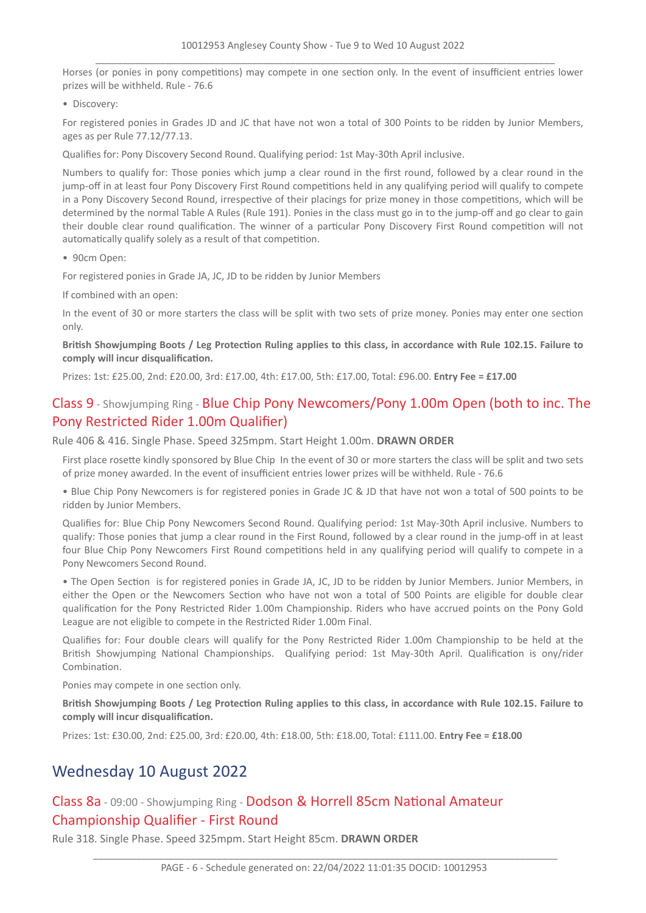Horses (or ponies in pony competitions) may compete in one section only. In the event of insufficient entries lower prizes will be withheld. Rule - 76.6

- Discovery:

For registered ponies in Grades JD and JC that have not won a total of 300 Points to be ridden by Junior Members, ages as per Rule 77.12/77.13.

Qualifies for: Pony Discovery Second Round. Qualifying period: 1st May-30th April inclusive.

Numbers to qualify for: Those ponies which jump a clear round in the first round, followed by a clear round in the jump-off in at least four Pony Discovery First Round competitions held in any qualifying period will qualify to compete in a Pony Discovery Second Round, irrespective of their placings for prize money in those competitions, which will be determined by the normal Table A Rules (Rule 191). Ponies in the class must go in to the jump-off and go clear to gain their double clear round qualification. The winner of a particular Pony Discovery First Round competition will not automatically qualify solely as a result of that competition.

- 90cm Open:

For registered ponies in Grade JA, JC, JD to be ridden by Junior Members

If combined with an open:

In the event of 30 or more starters the class will be split with two sets of prize money. Ponies may enter one section only.

**British Showjumping Boots / Leg Protection Ruling applies to this class, in accordance with Rule 102.15. Failure to comply will incur disqualification.**

Prizes: 1st: £25.00, 2nd: £20.00, 3rd: £17.00, 4th: £17.00, 5th: £17.00, Total: £96.00. **Entry Fee = £17.00**

### Class 9 - Showjumping Ring - Blue Chip Pony Newcomers/Pony 1.00m Open (both to inc. The Pony Restricted Rider 1.00m Qualifier)

Rule 406 & 416. Single Phase. Speed 325mpm. Start Height 1.00m. **DRAWN ORDER**

First place rosette kindly sponsored by Blue Chip In the event of 30 or more starters the class will be split and two sets of prize money awarded. In the event of insufficient entries lower prizes will be withheld. Rule - 76.6

- Blue Chip Pony Newcomers is for registered ponies in Grade JC & JD that have not won a total of 500 points to be ridden by Junior Members.

Qualifies for: Blue Chip Pony Newcomers Second Round. Qualifying period: 1st May-30th April inclusive. Numbers to qualify: Those ponies that jump a clear round in the First Round, followed by a clear round in the jump-off in at least four Blue Chip Pony Newcomers First Round competitions held in any qualifying period will qualify to compete in a Pony Newcomers Second Round.

- The Open Section is for registered ponies in Grade JA, JC, JD to be ridden by Junior Members. Junior Members, in either the Open or the Newcomers Section who have not won a total of 500 Points are eligible for double clear qualification for the Pony Restricted Rider 1.00m Championship. Riders who have accrued points on the Pony Gold League are not eligible to compete in the Restricted Rider 1.00m Final.

Qualifies for: Four double clears will qualify for the Pony Restricted Rider 1.00m Championship to be held at the British Showjumping National Championships. Qualifying period: 1st May-30th April. Qualification is ony/rider Combination.

Ponies may compete in one section only.

**British Showjumping Boots / Leg Protection Ruling applies to this class, in accordance with Rule 102.15. Failure to comply will incur disqualification.**

Prizes: 1st: £30.00, 2nd: £25.00, 3rd: £20.00, 4th: £18.00, 5th: £18.00, Total: £111.00. **Entry Fee = £18.00**

## Wednesday 10 August 2022

### Class 8a - 09:00 - Showjumping Ring - Dodson & Horrell 85cm National Amateur Championship Qualifier - First Round

Rule 318. Single Phase. Speed 325mpm. Start Height 85cm. **DRAWN ORDER**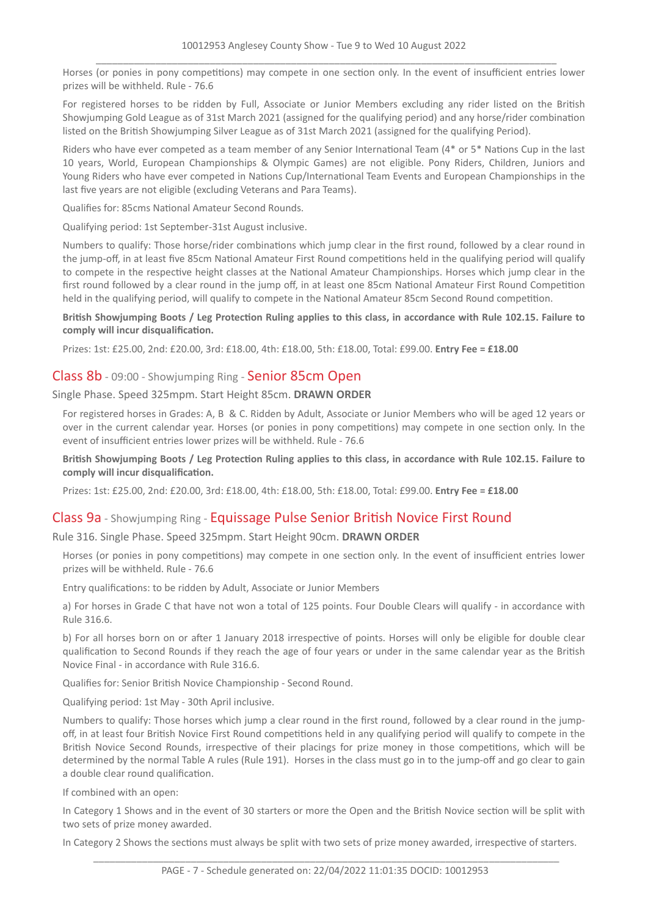Horses (or ponies in pony competitions) may compete in one section only. In the event of insufficient entries lower prizes will be withheld. Rule - 76.6

For registered horses to be ridden by Full, Associate or Junior Members excluding any rider listed on the British Showjumping Gold League as of 31st March 2021 (assigned for the qualifying period) and any horse/rider combination listed on the British Showjumping Silver League as of 31st March 2021 (assigned for the qualifying Period).

Riders who have ever competed as a team member of any Senior International Team (4* or 5* Nations Cup in the last 10 years, World, European Championships & Olympic Games) are not eligible. Pony Riders, Children, Juniors and Young Riders who have ever competed in Nations Cup/International Team Events and European Championships in the last five years are not eligible (excluding Veterans and Para Teams).

Qualifies for: 85cms National Amateur Second Rounds.

Qualifying period: 1st September-31st August inclusive.

Numbers to qualify: Those horse/rider combinations which jump clear in the first round, followed by a clear round in the jump-off, in at least five 85cm National Amateur First Round competitions held in the qualifying period will qualify to compete in the respective height classes at the National Amateur Championships. Horses which jump clear in the first round followed by a clear round in the jump off, in at least one 85cm National Amateur First Round Competition held in the qualifying period, will qualify to compete in the National Amateur 85cm Second Round competition.

**British Showjumping Boots / Leg Protection Ruling applies to this class, in accordance with Rule 102.15. Failure to comply will incur disqualification.**

Prizes: 1st: £25.00, 2nd: £20.00, 3rd: £18.00, 4th: £18.00, 5th: £18.00, Total: £99.00. **Entry Fee = £18.00**

## Class 8b - 09:00 - Showjumping Ring - Senior 85cm Open

Single Phase. Speed 325mpm. Start Height 85cm. **DRAWN ORDER**

For registered horses in Grades: A, B & C. Ridden by Adult, Associate or Junior Members who will be aged 12 years or over in the current calendar year. Horses (or ponies in pony competitions) may compete in one section only. In the event of insufficient entries lower prizes will be withheld. Rule - 76.6

**British Showjumping Boots / Leg Protection Ruling applies to this class, in accordance with Rule 102.15. Failure to comply will incur disqualification.**

Prizes: 1st: £25.00, 2nd: £20.00, 3rd: £18.00, 4th: £18.00, 5th: £18.00, Total: £99.00. **Entry Fee = £18.00**

## Class 9a - Showjumping Ring - Equissage Pulse Senior British Novice First Round

Rule 316. Single Phase. Speed 325mpm. Start Height 90cm. **DRAWN ORDER**

Horses (or ponies in pony competitions) may compete in one section only. In the event of insufficient entries lower prizes will be withheld. Rule - 76.6

Entry qualifications: to be ridden by Adult, Associate or Junior Members

a) For horses in Grade C that have not won a total of 125 points. Four Double Clears will qualify - in accordance with Rule 316.6.

b) For all horses born on or after 1 January 2018 irrespective of points. Horses will only be eligible for double clear qualification to Second Rounds if they reach the age of four years or under in the same calendar year as the British Novice Final - in accordance with Rule 316.6.

Qualifies for: Senior British Novice Championship - Second Round.

Qualifying period: 1st May - 30th April inclusive.

Numbers to qualify: Those horses which jump a clear round in the first round, followed by a clear round in the jump-off, in at least four British Novice First Round competitions held in any qualifying period will qualify to compete in the British Novice Second Rounds, irrespective of their placings for prize money in those competitions, which will be determined by the normal Table A rules (Rule 191). Horses in the class must go in to the jump-off and go clear to gain a double clear round qualification.

If combined with an open:

In Category 1 Shows and in the event of 30 starters or more the Open and the British Novice section will be split with two sets of prize money awarded.

In Category 2 Shows the sections must always be split with two sets of prize money awarded, irrespective of starters.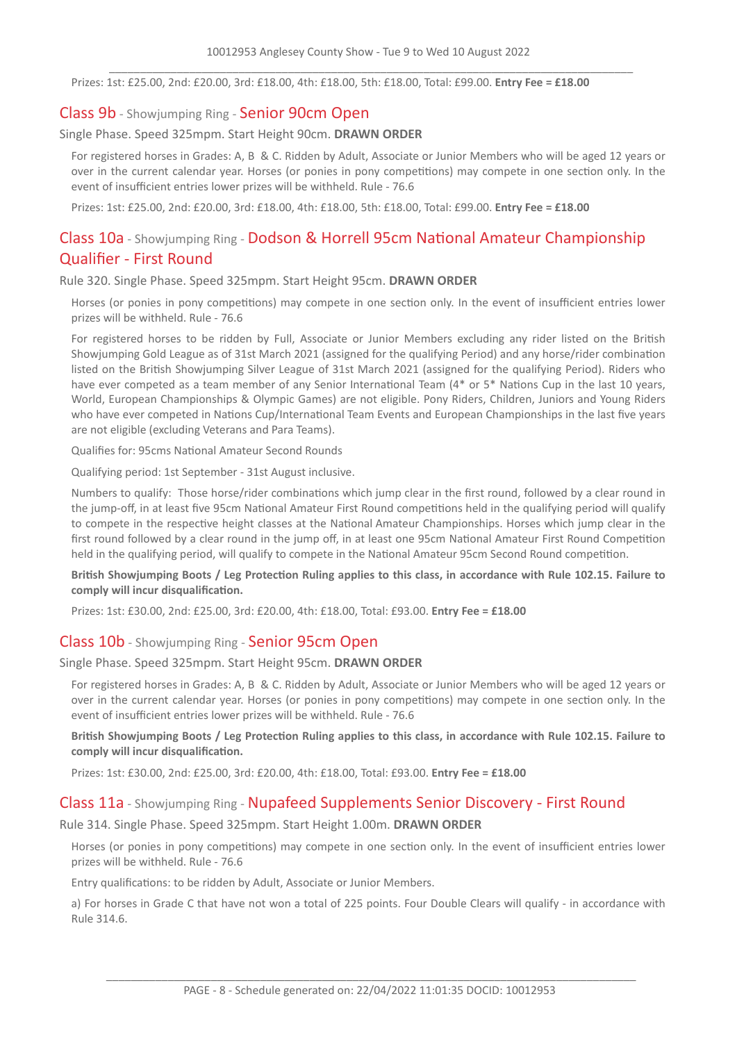Prizes: 1st: £25.00, 2nd: £20.00, 3rd: £18.00, 4th: £18.00, 5th: £18.00, Total: £99.00. **Entry Fee = £18.00**

## Class 9b - Showjumping Ring - Senior 90cm Open

Single Phase. Speed 325mpm. Start Height 90cm. **DRAWN ORDER**

For registered horses in Grades: A, B & C. Ridden by Adult, Associate or Junior Members who will be aged 12 years or over in the current calendar year. Horses (or ponies in pony competitions) may compete in one section only. In the event of insufficient entries lower prizes will be withheld. Rule - 76.6

Prizes: 1st: £25.00, 2nd: £20.00, 3rd: £18.00, 4th: £18.00, 5th: £18.00, Total: £99.00. **Entry Fee = £18.00**

## Class 10a - Showjumping Ring - Dodson & Horrell 95cm National Amateur Championship Qualifier - First Round

Rule 320. Single Phase. Speed 325mpm. Start Height 95cm. **DRAWN ORDER**

Horses (or ponies in pony competitions) may compete in one section only. In the event of insufficient entries lower prizes will be withheld. Rule - 76.6

For registered horses to be ridden by Full, Associate or Junior Members excluding any rider listed on the British Showjumping Gold League as of 31st March 2021 (assigned for the qualifying Period) and any horse/rider combination listed on the British Showjumping Silver League of 31st March 2021 (assigned for the qualifying Period). Riders who have ever competed as a team member of any Senior International Team (4* or 5* Nations Cup in the last 10 years, World, European Championships & Olympic Games) are not eligible. Pony Riders, Children, Juniors and Young Riders who have ever competed in Nations Cup/International Team Events and European Championships in the last five years are not eligible (excluding Veterans and Para Teams).

Qualifies for: 95cms National Amateur Second Rounds

Qualifying period: 1st September - 31st August inclusive.

Numbers to qualify: Those horse/rider combinations which jump clear in the first round, followed by a clear round in the jump-off, in at least five 95cm National Amateur First Round competitions held in the qualifying period will qualify to compete in the respective height classes at the National Amateur Championships. Horses which jump clear in the first round followed by a clear round in the jump off, in at least one 95cm National Amateur First Round Competition held in the qualifying period, will qualify to compete in the National Amateur 95cm Second Round competition.

**British Showjumping Boots / Leg Protection Ruling applies to this class, in accordance with Rule 102.15. Failure to comply will incur disqualification.**

Prizes: 1st: £30.00, 2nd: £25.00, 3rd: £20.00, 4th: £18.00, Total: £93.00. **Entry Fee = £18.00**

## Class 10b - Showjumping Ring - Senior 95cm Open

Single Phase. Speed 325mpm. Start Height 95cm. **DRAWN ORDER**

For registered horses in Grades: A, B & C. Ridden by Adult, Associate or Junior Members who will be aged 12 years or over in the current calendar year. Horses (or ponies in pony competitions) may compete in one section only. In the event of insufficient entries lower prizes will be withheld. Rule - 76.6

**British Showjumping Boots / Leg Protection Ruling applies to this class, in accordance with Rule 102.15. Failure to comply will incur disqualification.**

Prizes: 1st: £30.00, 2nd: £25.00, 3rd: £20.00, 4th: £18.00, Total: £93.00. **Entry Fee = £18.00**

## Class 11a - Showjumping Ring - Nupafeed Supplements Senior Discovery - First Round

Rule 314. Single Phase. Speed 325mpm. Start Height 1.00m. **DRAWN ORDER**

Horses (or ponies in pony competitions) may compete in one section only. In the event of insufficient entries lower prizes will be withheld. Rule - 76.6

Entry qualifications: to be ridden by Adult, Associate or Junior Members.

a) For horses in Grade C that have not won a total of 225 points. Four Double Clears will qualify - in accordance with Rule 314.6.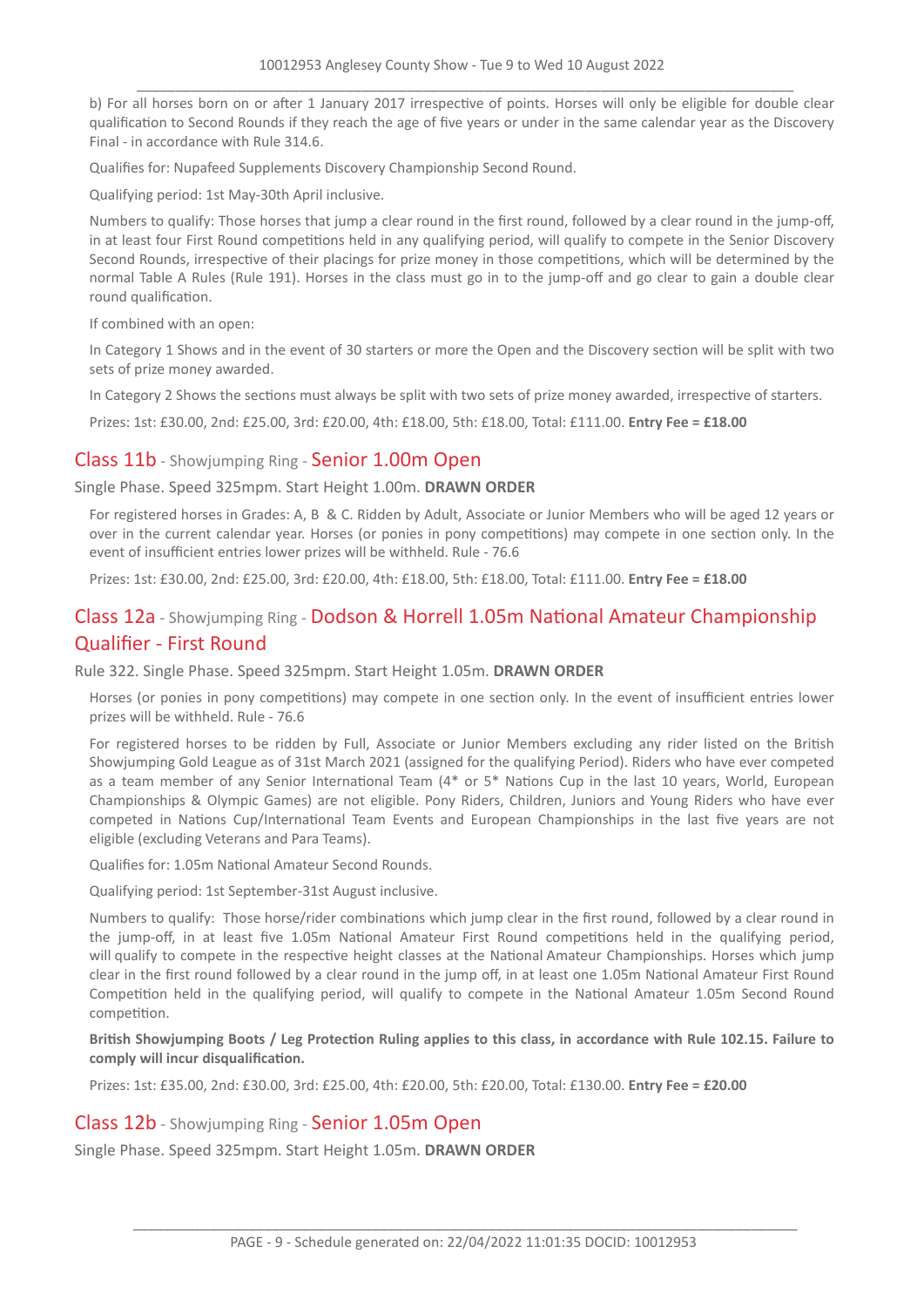b) For all horses born on or after 1 January 2017 irrespective of points. Horses will only be eligible for double clear qualification to Second Rounds if they reach the age of five years or under in the same calendar year as the Discovery Final - in accordance with Rule 314.6.

Qualifies for: Nupafeed Supplements Discovery Championship Second Round.

Qualifying period: 1st May-30th April inclusive.

Numbers to qualify: Those horses that jump a clear round in the first round, followed by a clear round in the jump-off, in at least four First Round competitions held in any qualifying period, will qualify to compete in the Senior Discovery Second Rounds, irrespective of their placings for prize money in those competitions, which will be determined by the normal Table A Rules (Rule 191). Horses in the class must go in to the jump-off and go clear to gain a double clear round qualification.

If combined with an open:

In Category 1 Shows and in the event of 30 starters or more the Open and the Discovery section will be split with two sets of prize money awarded.

In Category 2 Shows the sections must always be split with two sets of prize money awarded, irrespective of starters.

Prizes: 1st: £30.00, 2nd: £25.00, 3rd: £20.00, 4th: £18.00, 5th: £18.00, Total: £111.00. **Entry Fee = £18.00**

## Class 11b - Showjumping Ring - Senior 1.00m Open

Single Phase. Speed 325mpm. Start Height 1.00m. **DRAWN ORDER**

For registered horses in Grades: A, B & C. Ridden by Adult, Associate or Junior Members who will be aged 12 years or over in the current calendar year. Horses (or ponies in pony competitions) may compete in one section only. In the event of insufficient entries lower prizes will be withheld. Rule - 76.6

Prizes: 1st: £30.00, 2nd: £25.00, 3rd: £20.00, 4th: £18.00, 5th: £18.00, Total: £111.00. **Entry Fee = £18.00**

## Class 12a - Showjumping Ring - Dodson & Horrell 1.05m National Amateur Championship Qualifier - First Round

Rule 322. Single Phase. Speed 325mpm. Start Height 1.05m. **DRAWN ORDER**

Horses (or ponies in pony competitions) may compete in one section only. In the event of insufficient entries lower prizes will be withheld. Rule - 76.6

For registered horses to be ridden by Full, Associate or Junior Members excluding any rider listed on the British Showjumping Gold League as of 31st March 2021 (assigned for the qualifying Period). Riders who have ever competed as a team member of any Senior International Team (4* or 5* Nations Cup in the last 10 years, World, European Championships & Olympic Games) are not eligible. Pony Riders, Children, Juniors and Young Riders who have ever competed in Nations Cup/International Team Events and European Championships in the last five years are not eligible (excluding Veterans and Para Teams).

Qualifies for: 1.05m National Amateur Second Rounds.

Qualifying period: 1st September-31st August inclusive.

Numbers to qualify: Those horse/rider combinations which jump clear in the first round, followed by a clear round in the jump-off, in at least five 1.05m National Amateur First Round competitions held in the qualifying period, will qualify to compete in the respective height classes at the National Amateur Championships. Horses which jump clear in the first round followed by a clear round in the jump off, in at least one 1.05m National Amateur First Round Competition held in the qualifying period, will qualify to compete in the National Amateur 1.05m Second Round competition.

**British Showjumping Boots / Leg Protection Ruling applies to this class, in accordance with Rule 102.15. Failure to comply will incur disqualification.**

Prizes: 1st: £35.00, 2nd: £30.00, 3rd: £25.00, 4th: £20.00, 5th: £20.00, Total: £130.00. **Entry Fee = £20.00**

## Class 12b - Showjumping Ring - Senior 1.05m Open

Single Phase. Speed 325mpm. Start Height 1.05m. **DRAWN ORDER**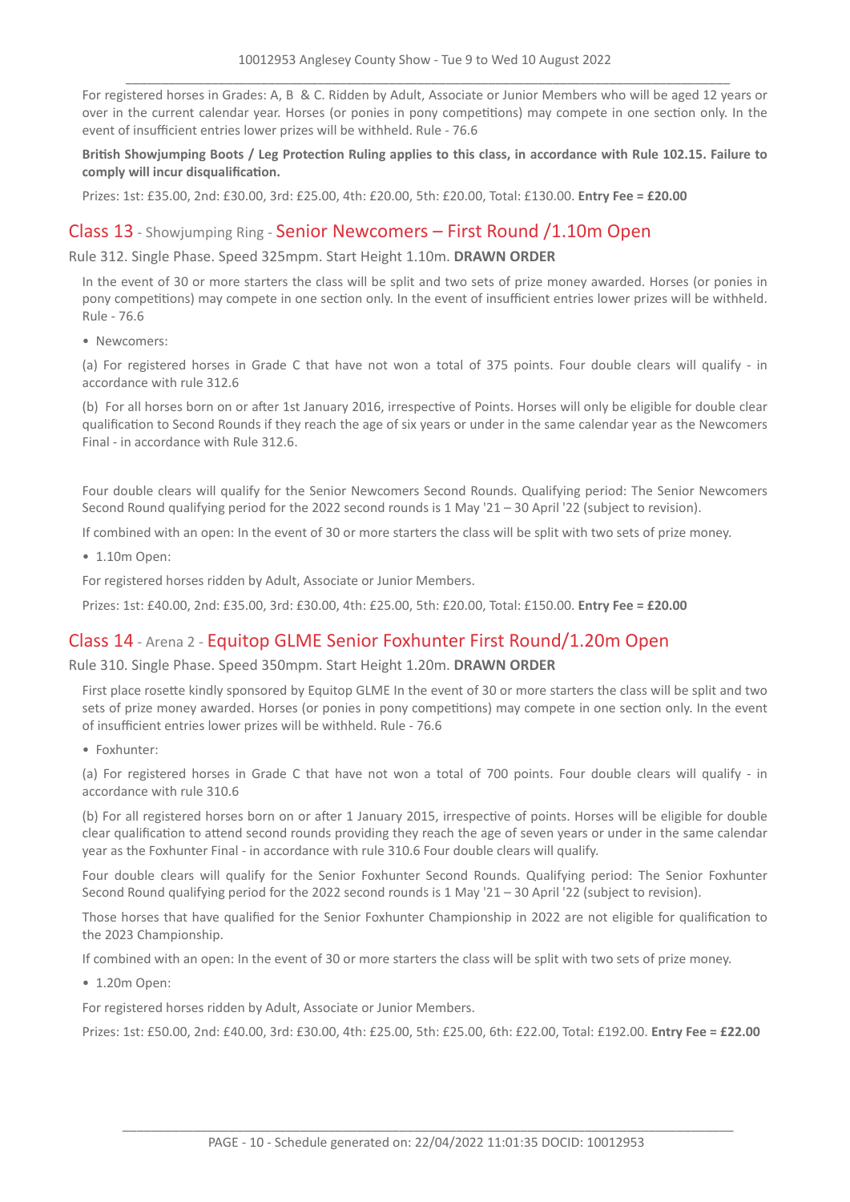For registered horses in Grades: A, B & C. Ridden by Adult, Associate or Junior Members who will be aged 12 years or over in the current calendar year. Horses (or ponies in pony competitions) may compete in one section only. In the event of insufficient entries lower prizes will be withheld. Rule - 76.6

**British Showjumping Boots / Leg Protection Ruling applies to this class, in accordance with Rule 102.15. Failure to comply will incur disqualification.**

Prizes: 1st: £35.00, 2nd: £30.00, 3rd: £25.00, 4th: £20.00, 5th: £20.00, Total: £130.00. **Entry Fee = £20.00**

## Class 13 - Showjumping Ring - Senior Newcomers – First Round /1.10m Open

Rule 312. Single Phase. Speed 325mpm. Start Height 1.10m. **DRAWN ORDER**

In the event of 30 or more starters the class will be split and two sets of prize money awarded. Horses (or ponies in pony competitions) may compete in one section only. In the event of insufficient entries lower prizes will be withheld. Rule - 76.6

- Newcomers:

(a) For registered horses in Grade C that have not won a total of 375 points. Four double clears will qualify - in accordance with rule 312.6

(b) For all horses born on or after 1st January 2016, irrespective of Points. Horses will only be eligible for double clear qualification to Second Rounds if they reach the age of six years or under in the same calendar year as the Newcomers Final - in accordance with Rule 312.6.

Four double clears will qualify for the Senior Newcomers Second Rounds. Qualifying period: The Senior Newcomers Second Round qualifying period for the 2022 second rounds is 1 May '21 – 30 April '22 (subject to revision).

If combined with an open: In the event of 30 or more starters the class will be split with two sets of prize money.

- 1.10m Open:

For registered horses ridden by Adult, Associate or Junior Members.

Prizes: 1st: £40.00, 2nd: £35.00, 3rd: £30.00, 4th: £25.00, 5th: £20.00, Total: £150.00. **Entry Fee = £20.00**

## Class 14 - Arena 2 - Equitop GLME Senior Foxhunter First Round/1.20m Open

Rule 310. Single Phase. Speed 350mpm. Start Height 1.20m. **DRAWN ORDER**

First place rosette kindly sponsored by Equitop GLME In the event of 30 or more starters the class will be split and two sets of prize money awarded. Horses (or ponies in pony competitions) may compete in one section only. In the event of insufficient entries lower prizes will be withheld. Rule - 76.6

- Foxhunter:

(a) For registered horses in Grade C that have not won a total of 700 points. Four double clears will qualify - in accordance with rule 310.6

(b) For all registered horses born on or after 1 January 2015, irrespective of points. Horses will be eligible for double clear qualification to attend second rounds providing they reach the age of seven years or under in the same calendar year as the Foxhunter Final - in accordance with rule 310.6 Four double clears will qualify.

Four double clears will qualify for the Senior Foxhunter Second Rounds. Qualifying period: The Senior Foxhunter Second Round qualifying period for the 2022 second rounds is 1 May '21 – 30 April '22 (subject to revision).

Those horses that have qualified for the Senior Foxhunter Championship in 2022 are not eligible for qualification to the 2023 Championship.

If combined with an open: In the event of 30 or more starters the class will be split with two sets of prize money.

- 1.20m Open:

For registered horses ridden by Adult, Associate or Junior Members.

Prizes: 1st: £50.00, 2nd: £40.00, 3rd: £30.00, 4th: £25.00, 5th: £25.00, 6th: £22.00, Total: £192.00. **Entry Fee = £22.00**